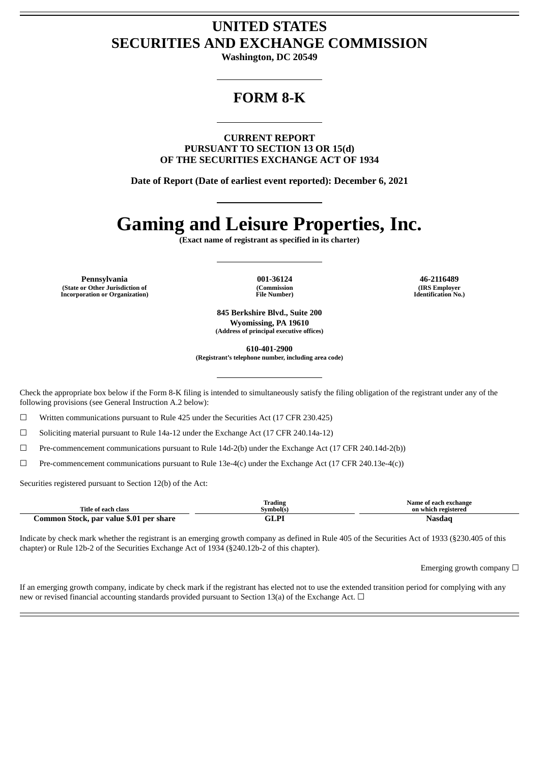# UNITED STATES
# SECURITIES AND EXCHANGE COMMISSION

**Washington, DC 20549**

## FORM 8-K

**CURRENT REPORT**
**PURSUANT TO SECTION 13 OR 15(d)**
**OF THE SECURITIES EXCHANGE ACT OF 1934**

**Date of Report (Date of earliest event reported): December 6, 2021**

# Gaming and Leisure Properties, Inc.

**(Exact name of registrant as specified in its charter)**

| Pennsylvania | 001-36124 | 46-2116489 |
|---|---|---|
| (State or Other Jurisdiction of Incorporation or Organization) | (Commission File Number) | (IRS Employer Identification No.) |

**845 Berkshire Blvd., Suite 200**
**Wyomissing, PA 19610**
**(Address of principal executive offices)**

**610-401-2900**
**(Registrant's telephone number, including area code)**

Check the appropriate box below if the Form 8-K filing is intended to simultaneously satisfy the filing obligation of the registrant under any of the following provisions (see General Instruction A.2 below):

☐ Written communications pursuant to Rule 425 under the Securities Act (17 CFR 230.425)

☐ Soliciting material pursuant to Rule 14a-12 under the Exchange Act (17 CFR 240.14a-12)

☐ Pre-commencement communications pursuant to Rule 14d-2(b) under the Exchange Act (17 CFR 240.14d-2(b))

☐ Pre-commencement communications pursuant to Rule 13e-4(c) under the Exchange Act (17 CFR 240.13e-4(c))

Securities registered pursuant to Section 12(b) of the Act:

| Title of each class | Trading Symbol(s) | Name of each exchange on which registered |
|---|---|---|
| **Common Stock, par value $.01 per share** | **GLPI** | **Nasdaq** |

Indicate by check mark whether the registrant is an emerging growth company as defined in Rule 405 of the Securities Act of 1933 (§230.405 of this chapter) or Rule 12b-2 of the Securities Exchange Act of 1934 (§240.12b-2 of this chapter).

Emerging growth company ☐

If an emerging growth company, indicate by check mark if the registrant has elected not to use the extended transition period for complying with any new or revised financial accounting standards provided pursuant to Section 13(a) of the Exchange Act. ☐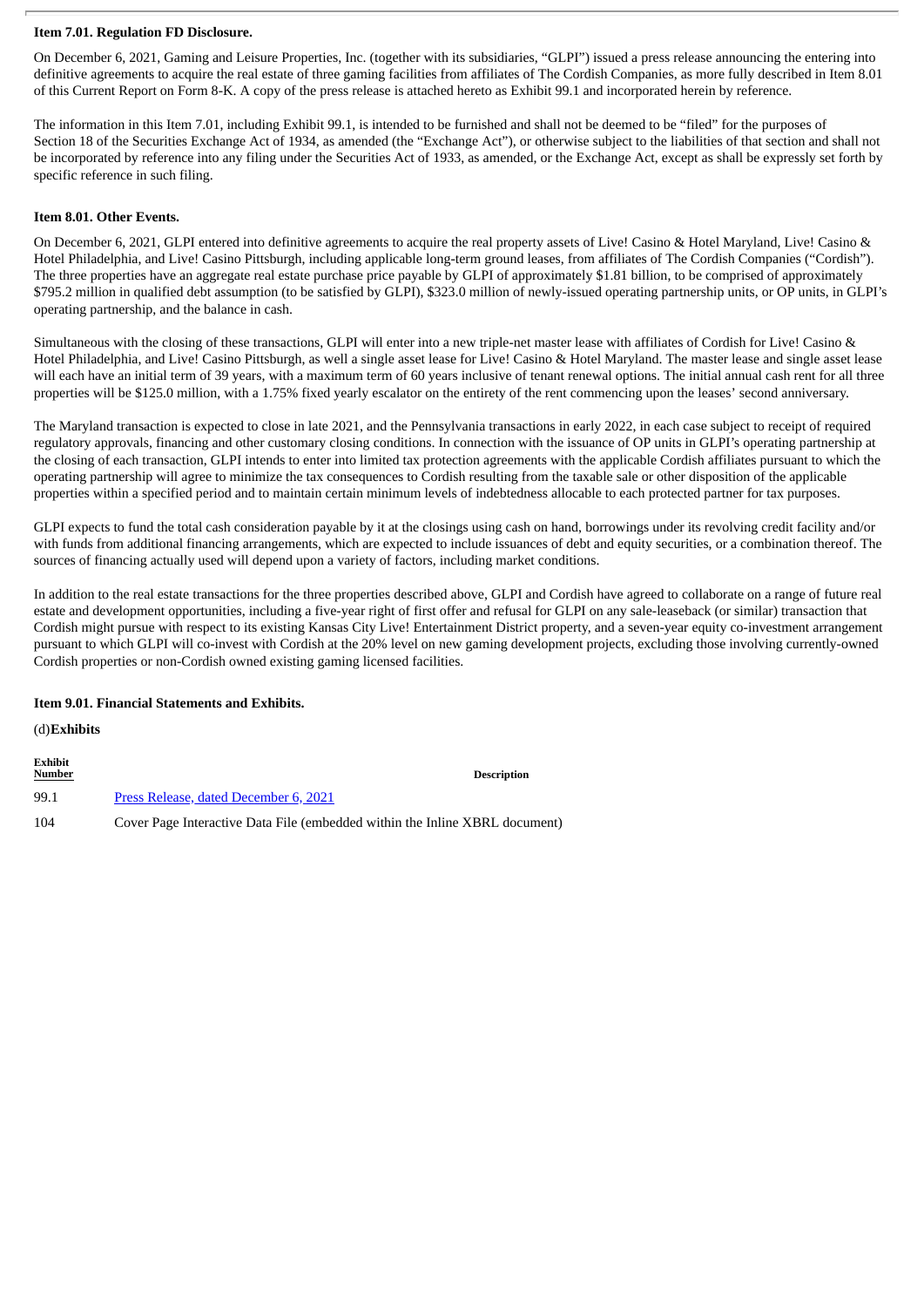**Item 7.01. Regulation FD Disclosure.**

On December 6, 2021, Gaming and Leisure Properties, Inc. (together with its subsidiaries, "GLPI") issued a press release announcing the entering into definitive agreements to acquire the real estate of three gaming facilities from affiliates of The Cordish Companies, as more fully described in Item 8.01 of this Current Report on Form 8-K. A copy of the press release is attached hereto as Exhibit 99.1 and incorporated herein by reference.

The information in this Item 7.01, including Exhibit 99.1, is intended to be furnished and shall not be deemed to be "filed" for the purposes of Section 18 of the Securities Exchange Act of 1934, as amended (the "Exchange Act"), or otherwise subject to the liabilities of that section and shall not be incorporated by reference into any filing under the Securities Act of 1933, as amended, or the Exchange Act, except as shall be expressly set forth by specific reference in such filing.

**Item 8.01. Other Events.**

On December 6, 2021, GLPI entered into definitive agreements to acquire the real property assets of Live! Casino & Hotel Maryland, Live! Casino & Hotel Philadelphia, and Live! Casino Pittsburgh, including applicable long-term ground leases, from affiliates of The Cordish Companies ("Cordish"). The three properties have an aggregate real estate purchase price payable by GLPI of approximately $1.81 billion, to be comprised of approximately $795.2 million in qualified debt assumption (to be satisfied by GLPI), $323.0 million of newly-issued operating partnership units, or OP units, in GLPI's operating partnership, and the balance in cash.

Simultaneous with the closing of these transactions, GLPI will enter into a new triple-net master lease with affiliates of Cordish for Live! Casino & Hotel Philadelphia, and Live! Casino Pittsburgh, as well a single asset lease for Live! Casino & Hotel Maryland. The master lease and single asset lease will each have an initial term of 39 years, with a maximum term of 60 years inclusive of tenant renewal options. The initial annual cash rent for all three properties will be $125.0 million, with a 1.75% fixed yearly escalator on the entirety of the rent commencing upon the leases' second anniversary.

The Maryland transaction is expected to close in late 2021, and the Pennsylvania transactions in early 2022, in each case subject to receipt of required regulatory approvals, financing and other customary closing conditions. In connection with the issuance of OP units in GLPI's operating partnership at the closing of each transaction, GLPI intends to enter into limited tax protection agreements with the applicable Cordish affiliates pursuant to which the operating partnership will agree to minimize the tax consequences to Cordish resulting from the taxable sale or other disposition of the applicable properties within a specified period and to maintain certain minimum levels of indebtedness allocable to each protected partner for tax purposes.

GLPI expects to fund the total cash consideration payable by it at the closings using cash on hand, borrowings under its revolving credit facility and/or with funds from additional financing arrangements, which are expected to include issuances of debt and equity securities, or a combination thereof. The sources of financing actually used will depend upon a variety of factors, including market conditions.

In addition to the real estate transactions for the three properties described above, GLPI and Cordish have agreed to collaborate on a range of future real estate and development opportunities, including a five-year right of first offer and refusal for GLPI on any sale-leaseback (or similar) transaction that Cordish might pursue with respect to its existing Kansas City Live! Entertainment District property, and a seven-year equity co-investment arrangement pursuant to which GLPI will co-invest with Cordish at the 20% level on new gaming development projects, excluding those involving currently-owned Cordish properties or non-Cordish owned existing gaming licensed facilities.

**Item 9.01. Financial Statements and Exhibits.**

(d) **Exhibits**

| Exhibit Number | Description |
|---|---|
| 99.1 | Press Release, dated December 6, 2021 |
| 104 | Cover Page Interactive Data File (embedded within the Inline XBRL document) |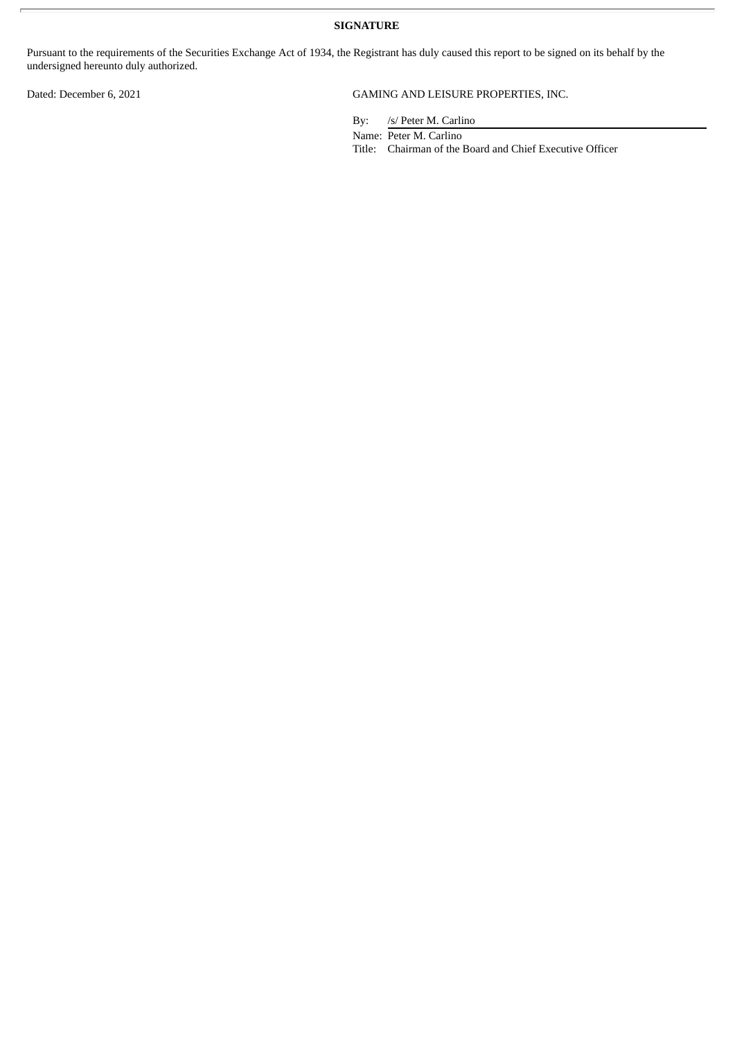**SIGNATURE**

Pursuant to the requirements of the Securities Exchange Act of 1934, the Registrant has duly caused this report to be signed on its behalf by the undersigned hereunto duly authorized.

Dated: December 6, 2021

GAMING AND LEISURE PROPERTIES, INC.

By: /s/ Peter M. Carlino

Name: Peter M. Carlino

Title: Chairman of the Board and Chief Executive Officer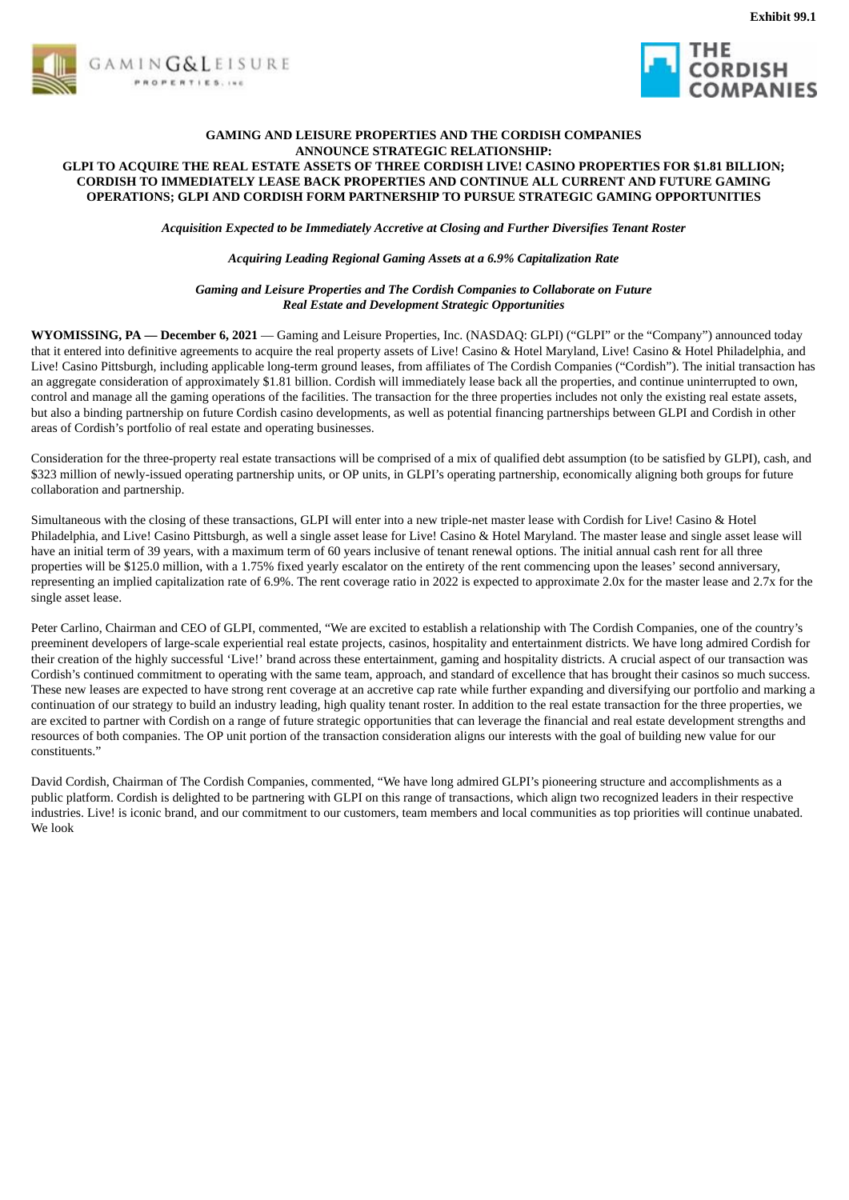Exhibit 99.1

**GAMING AND LEISURE PROPERTIES AND THE CORDISH COMPANIES ANNOUNCE STRATEGIC RELATIONSHIP: GLPI TO ACQUIRE THE REAL ESTATE ASSETS OF THREE CORDISH LIVE! CASINO PROPERTIES FOR $1.81 BILLION; CORDISH TO IMMEDIATELY LEASE BACK PROPERTIES AND CONTINUE ALL CURRENT AND FUTURE GAMING OPERATIONS; GLPI AND CORDISH FORM PARTNERSHIP TO PURSUE STRATEGIC GAMING OPPORTUNITIES**

***Acquisition Expected to be Immediately Accretive at Closing and Further Diversifies Tenant Roster***

***Acquiring Leading Regional Gaming Assets at a 6.9% Capitalization Rate***

***Gaming and Leisure Properties and The Cordish Companies to Collaborate on Future Real Estate and Development Strategic Opportunities***

**WYOMISSING, PA — December 6, 2021** — Gaming and Leisure Properties, Inc. (NASDAQ: GLPI) ("GLPI" or the "Company") announced today that it entered into definitive agreements to acquire the real property assets of Live! Casino & Hotel Maryland, Live! Casino & Hotel Philadelphia, and Live! Casino Pittsburgh, including applicable long-term ground leases, from affiliates of The Cordish Companies ("Cordish"). The initial transaction has an aggregate consideration of approximately $1.81 billion. Cordish will immediately lease back all the properties, and continue uninterrupted to own, control and manage all the gaming operations of the facilities. The transaction for the three properties includes not only the existing real estate assets, but also a binding partnership on future Cordish casino developments, as well as potential financing partnerships between GLPI and Cordish in other areas of Cordish's portfolio of real estate and operating businesses.

Consideration for the three-property real estate transactions will be comprised of a mix of qualified debt assumption (to be satisfied by GLPI), cash, and $323 million of newly-issued operating partnership units, or OP units, in GLPI's operating partnership, economically aligning both groups for future collaboration and partnership.

Simultaneous with the closing of these transactions, GLPI will enter into a new triple-net master lease with Cordish for Live! Casino & Hotel Philadelphia, and Live! Casino Pittsburgh, as well a single asset lease for Live! Casino & Hotel Maryland. The master lease and single asset lease will have an initial term of 39 years, with a maximum term of 60 years inclusive of tenant renewal options. The initial annual cash rent for all three properties will be $125.0 million, with a 1.75% fixed yearly escalator on the entirety of the rent commencing upon the leases' second anniversary, representing an implied capitalization rate of 6.9%. The rent coverage ratio in 2022 is expected to approximate 2.0x for the master lease and 2.7x for the single asset lease.

Peter Carlino, Chairman and CEO of GLPI, commented, "We are excited to establish a relationship with The Cordish Companies, one of the country's preeminent developers of large-scale experiential real estate projects, casinos, hospitality and entertainment districts. We have long admired Cordish for their creation of the highly successful 'Live!' brand across these entertainment, gaming and hospitality districts. A crucial aspect of our transaction was Cordish's continued commitment to operating with the same team, approach, and standard of excellence that has brought their casinos so much success. These new leases are expected to have strong rent coverage at an accretive cap rate while further expanding and diversifying our portfolio and marking a continuation of our strategy to build an industry leading, high quality tenant roster. In addition to the real estate transaction for the three properties, we are excited to partner with Cordish on a range of future strategic opportunities that can leverage the financial and real estate development strengths and resources of both companies. The OP unit portion of the transaction consideration aligns our interests with the goal of building new value for our constituents."

David Cordish, Chairman of The Cordish Companies, commented, "We have long admired GLPI's pioneering structure and accomplishments as a public platform. Cordish is delighted to be partnering with GLPI on this range of transactions, which align two recognized leaders in their respective industries. Live! is iconic brand, and our commitment to our customers, team members and local communities as top priorities will continue unabated. We look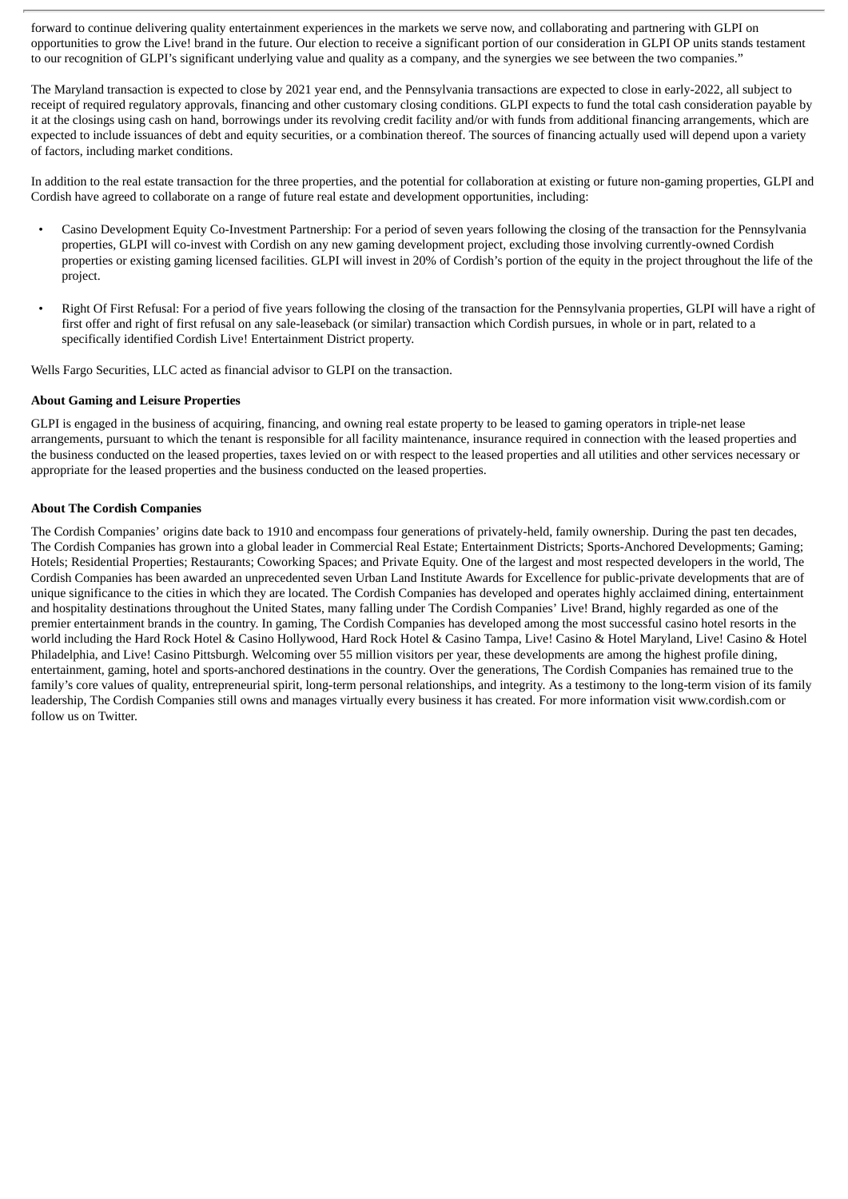forward to continue delivering quality entertainment experiences in the markets we serve now, and collaborating and partnering with GLPI on opportunities to grow the Live! brand in the future. Our election to receive a significant portion of our consideration in GLPI OP units stands testament to our recognition of GLPI's significant underlying value and quality as a company, and the synergies we see between the two companies."

The Maryland transaction is expected to close by 2021 year end, and the Pennsylvania transactions are expected to close in early-2022, all subject to receipt of required regulatory approvals, financing and other customary closing conditions. GLPI expects to fund the total cash consideration payable by it at the closings using cash on hand, borrowings under its revolving credit facility and/or with funds from additional financing arrangements, which are expected to include issuances of debt and equity securities, or a combination thereof. The sources of financing actually used will depend upon a variety of factors, including market conditions.

In addition to the real estate transaction for the three properties, and the potential for collaboration at existing or future non-gaming properties, GLPI and Cordish have agreed to collaborate on a range of future real estate and development opportunities, including:

- Casino Development Equity Co-Investment Partnership: For a period of seven years following the closing of the transaction for the Pennsylvania properties, GLPI will co-invest with Cordish on any new gaming development project, excluding those involving currently-owned Cordish properties or existing gaming licensed facilities. GLPI will invest in 20% of Cordish's portion of the equity in the project throughout the life of the project.

- Right Of First Refusal: For a period of five years following the closing of the transaction for the Pennsylvania properties, GLPI will have a right of first offer and right of first refusal on any sale-leaseback (or similar) transaction which Cordish pursues, in whole or in part, related to a specifically identified Cordish Live! Entertainment District property.

Wells Fargo Securities, LLC acted as financial advisor to GLPI on the transaction.

**About Gaming and Leisure Properties**

GLPI is engaged in the business of acquiring, financing, and owning real estate property to be leased to gaming operators in triple-net lease arrangements, pursuant to which the tenant is responsible for all facility maintenance, insurance required in connection with the leased properties and the business conducted on the leased properties, taxes levied on or with respect to the leased properties and all utilities and other services necessary or appropriate for the leased properties and the business conducted on the leased properties.

**About The Cordish Companies**

The Cordish Companies' origins date back to 1910 and encompass four generations of privately-held, family ownership. During the past ten decades, The Cordish Companies has grown into a global leader in Commercial Real Estate; Entertainment Districts; Sports-Anchored Developments; Gaming; Hotels; Residential Properties; Restaurants; Coworking Spaces; and Private Equity. One of the largest and most respected developers in the world, The Cordish Companies has been awarded an unprecedented seven Urban Land Institute Awards for Excellence for public-private developments that are of unique significance to the cities in which they are located. The Cordish Companies has developed and operates highly acclaimed dining, entertainment and hospitality destinations throughout the United States, many falling under The Cordish Companies' Live! Brand, highly regarded as one of the premier entertainment brands in the country. In gaming, The Cordish Companies has developed among the most successful casino hotel resorts in the world including the Hard Rock Hotel & Casino Hollywood, Hard Rock Hotel & Casino Tampa, Live! Casino & Hotel Maryland, Live! Casino & Hotel Philadelphia, and Live! Casino Pittsburgh. Welcoming over 55 million visitors per year, these developments are among the highest profile dining, entertainment, gaming, hotel and sports-anchored destinations in the country. Over the generations, The Cordish Companies has remained true to the family's core values of quality, entrepreneurial spirit, long-term personal relationships, and integrity. As a testimony to the long-term vision of its family leadership, The Cordish Companies still owns and manages virtually every business it has created. For more information visit www.cordish.com or follow us on Twitter.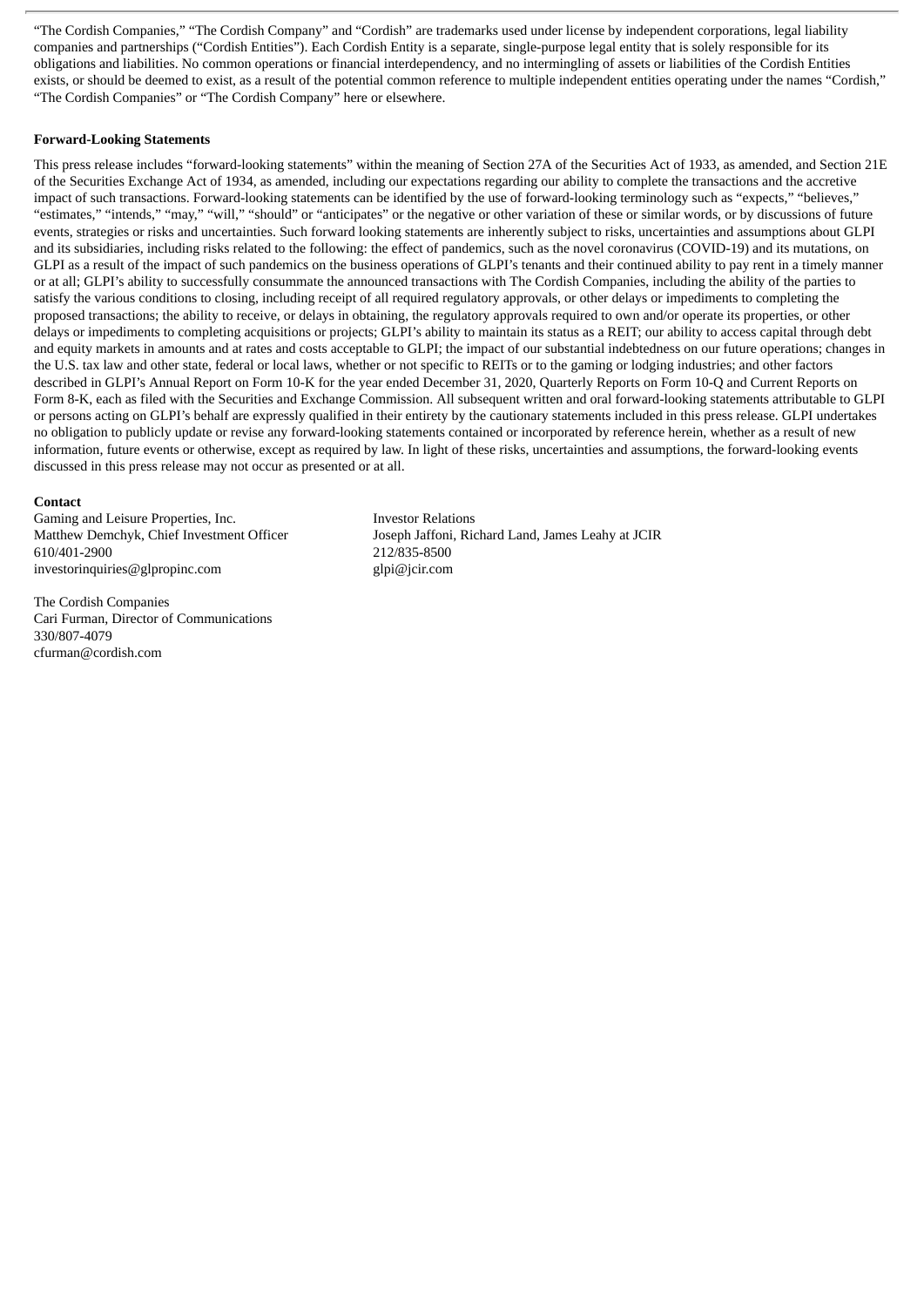"The Cordish Companies," "The Cordish Company" and "Cordish" are trademarks used under license by independent corporations, legal liability companies and partnerships ("Cordish Entities"). Each Cordish Entity is a separate, single-purpose legal entity that is solely responsible for its obligations and liabilities. No common operations or financial interdependency, and no intermingling of assets or liabilities of the Cordish Entities exists, or should be deemed to exist, as a result of the potential common reference to multiple independent entities operating under the names "Cordish," "The Cordish Companies" or "The Cordish Company" here or elsewhere.

**Forward-Looking Statements**

This press release includes "forward-looking statements" within the meaning of Section 27A of the Securities Act of 1933, as amended, and Section 21E of the Securities Exchange Act of 1934, as amended, including our expectations regarding our ability to complete the transactions and the accretive impact of such transactions. Forward-looking statements can be identified by the use of forward-looking terminology such as "expects," "believes," "estimates," "intends," "may," "will," "should" or "anticipates" or the negative or other variation of these or similar words, or by discussions of future events, strategies or risks and uncertainties. Such forward looking statements are inherently subject to risks, uncertainties and assumptions about GLPI and its subsidiaries, including risks related to the following: the effect of pandemics, such as the novel coronavirus (COVID-19) and its mutations, on GLPI as a result of the impact of such pandemics on the business operations of GLPI's tenants and their continued ability to pay rent in a timely manner or at all; GLPI's ability to successfully consummate the announced transactions with The Cordish Companies, including the ability of the parties to satisfy the various conditions to closing, including receipt of all required regulatory approvals, or other delays or impediments to completing the proposed transactions; the ability to receive, or delays in obtaining, the regulatory approvals required to own and/or operate its properties, or other delays or impediments to completing acquisitions or projects; GLPI's ability to maintain its status as a REIT; our ability to access capital through debt and equity markets in amounts and at rates and costs acceptable to GLPI; the impact of our substantial indebtedness on our future operations; changes in the U.S. tax law and other state, federal or local laws, whether or not specific to REITs or to the gaming or lodging industries; and other factors described in GLPI's Annual Report on Form 10-K for the year ended December 31, 2020, Quarterly Reports on Form 10-Q and Current Reports on Form 8-K, each as filed with the Securities and Exchange Commission. All subsequent written and oral forward-looking statements attributable to GLPI or persons acting on GLPI's behalf are expressly qualified in their entirety by the cautionary statements included in this press release. GLPI undertakes no obligation to publicly update or revise any forward-looking statements contained or incorporated by reference herein, whether as a result of new information, future events or otherwise, except as required by law. In light of these risks, uncertainties and assumptions, the forward-looking events discussed in this press release may not occur as presented or at all.

**Contact**

Gaming and Leisure Properties, Inc.
Matthew Demchyk, Chief Investment Officer
610/401-2900
investorinquiries@glpropinc.com

Investor Relations
Joseph Jaffoni, Richard Land, James Leahy at JCIR
212/835-8500
glpi@jcir.com

The Cordish Companies
Cari Furman, Director of Communications
330/807-4079
cfurman@cordish.com